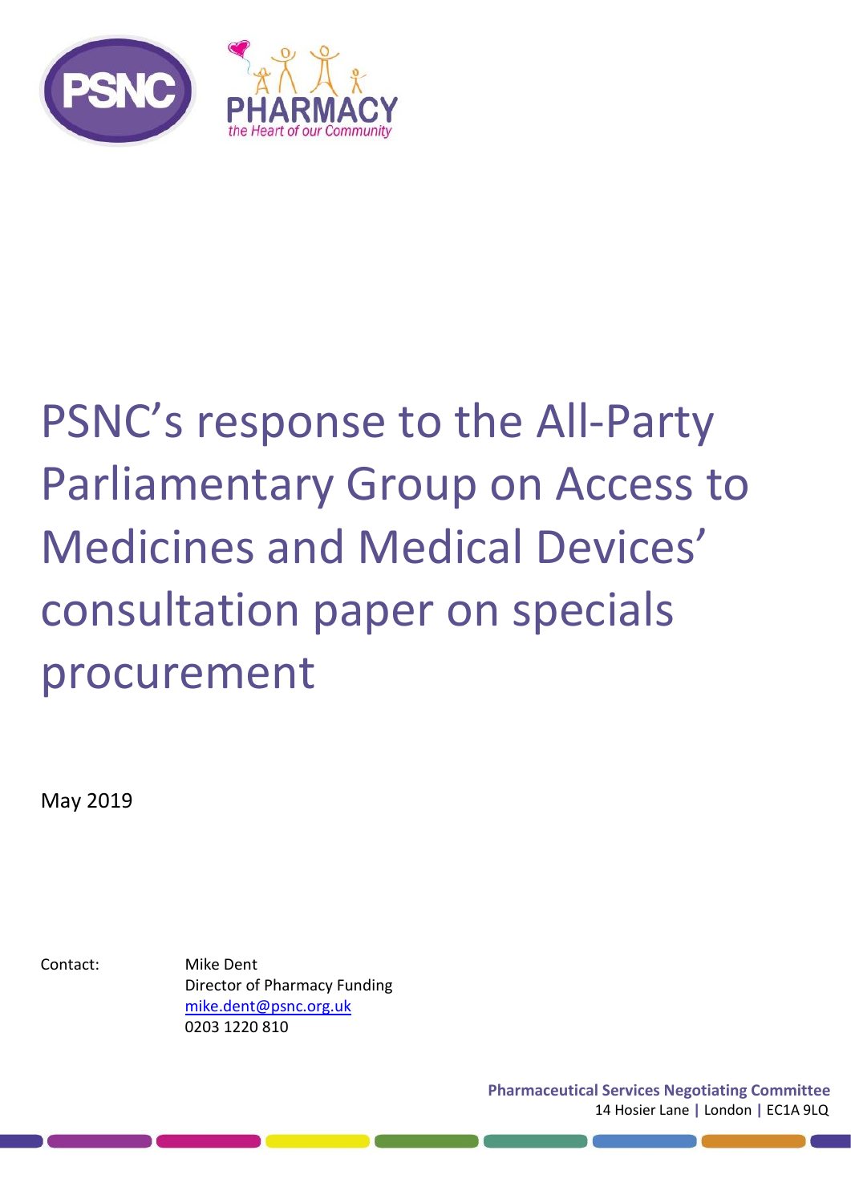PSNC

PHARMACY
*the Heart of our Community*

# PSNC's response to the All-Party Parliamentary Group on Access to Medicines and Medical Devices' consultation paper on specials procurement

May 2019

Contact: Mike Dent
Director of Pharmacy Funding
mike.dent@psnc.org.uk
0203 1220 810

**Pharmaceutical Services Negotiating Committee**
14 Hosier Lane | London | EC1A 9LQ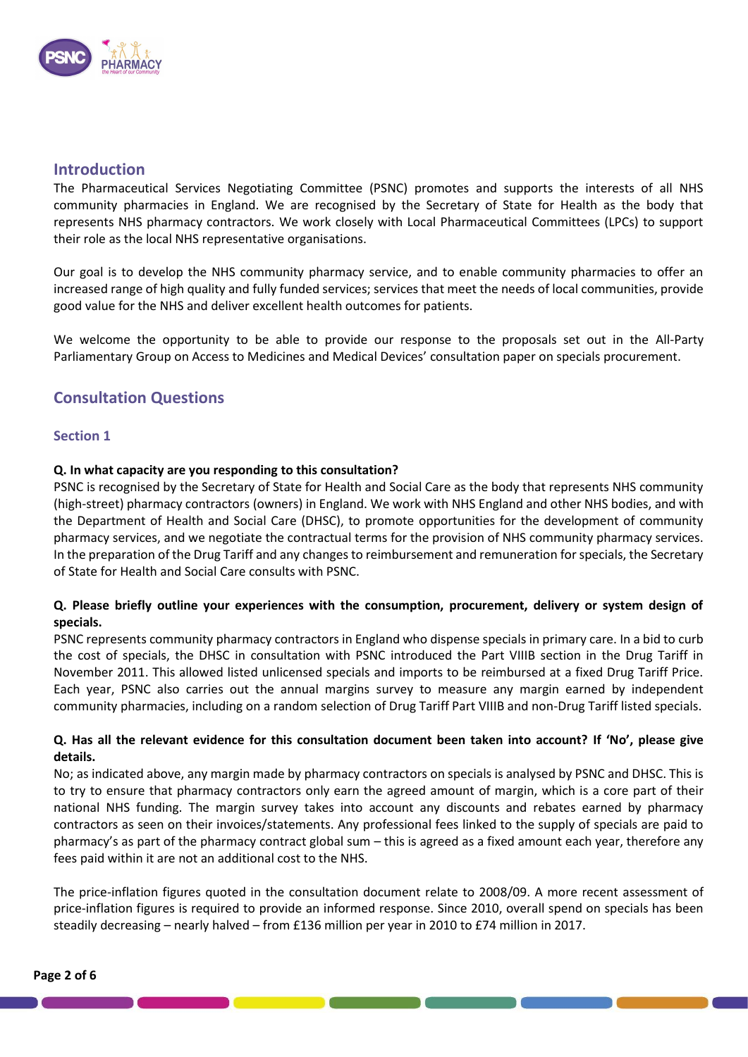## Introduction

The Pharmaceutical Services Negotiating Committee (PSNC) promotes and supports the interests of all NHS community pharmacies in England. We are recognised by the Secretary of State for Health as the body that represents NHS pharmacy contractors. We work closely with Local Pharmaceutical Committees (LPCs) to support their role as the local NHS representative organisations.

Our goal is to develop the NHS community pharmacy service, and to enable community pharmacies to offer an increased range of high quality and fully funded services; services that meet the needs of local communities, provide good value for the NHS and deliver excellent health outcomes for patients.

We welcome the opportunity to be able to provide our response to the proposals set out in the All-Party Parliamentary Group on Access to Medicines and Medical Devices' consultation paper on specials procurement.

## Consultation Questions

### Section 1

**Q. In what capacity are you responding to this consultation?**

PSNC is recognised by the Secretary of State for Health and Social Care as the body that represents NHS community (high-street) pharmacy contractors (owners) in England. We work with NHS England and other NHS bodies, and with the Department of Health and Social Care (DHSC), to promote opportunities for the development of community pharmacy services, and we negotiate the contractual terms for the provision of NHS community pharmacy services. In the preparation of the Drug Tariff and any changes to reimbursement and remuneration for specials, the Secretary of State for Health and Social Care consults with PSNC.

**Q. Please briefly outline your experiences with the consumption, procurement, delivery or system design of specials.**

PSNC represents community pharmacy contractors in England who dispense specials in primary care. In a bid to curb the cost of specials, the DHSC in consultation with PSNC introduced the Part VIIIB section in the Drug Tariff in November 2011. This allowed listed unlicensed specials and imports to be reimbursed at a fixed Drug Tariff Price. Each year, PSNC also carries out the annual margins survey to measure any margin earned by independent community pharmacies, including on a random selection of Drug Tariff Part VIIIB and non-Drug Tariff listed specials.

**Q. Has all the relevant evidence for this consultation document been taken into account? If 'No', please give details.**

No; as indicated above, any margin made by pharmacy contractors on specials is analysed by PSNC and DHSC. This is to try to ensure that pharmacy contractors only earn the agreed amount of margin, which is a core part of their national NHS funding. The margin survey takes into account any discounts and rebates earned by pharmacy contractors as seen on their invoices/statements. Any professional fees linked to the supply of specials are paid to pharmacy's as part of the pharmacy contract global sum – this is agreed as a fixed amount each year, therefore any fees paid within it are not an additional cost to the NHS.

The price-inflation figures quoted in the consultation document relate to 2008/09. A more recent assessment of price-inflation figures is required to provide an informed response. Since 2010, overall spend on specials has been steadily decreasing – nearly halved – from £136 million per year in 2010 to £74 million in 2017.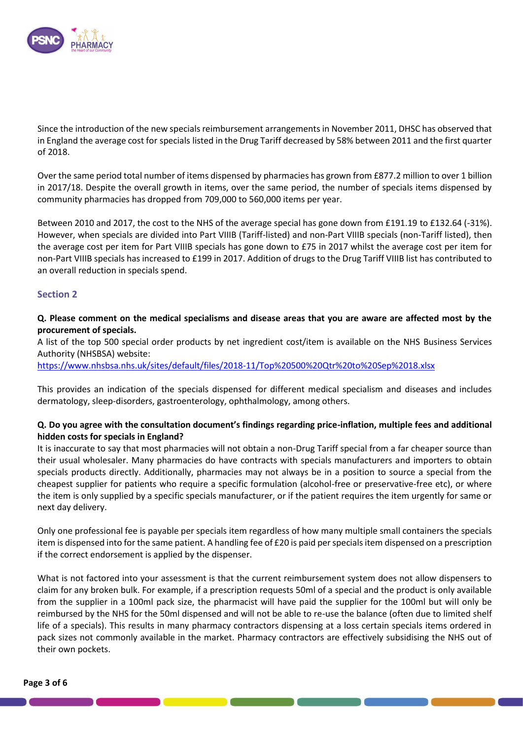Since the introduction of the new specials reimbursement arrangements in November 2011, DHSC has observed that in England the average cost for specials listed in the Drug Tariff decreased by 58% between 2011 and the first quarter of 2018.

Over the same period total number of items dispensed by pharmacies has grown from £877.2 million to over 1 billion in 2017/18. Despite the overall growth in items, over the same period, the number of specials items dispensed by community pharmacies has dropped from 709,000 to 560,000 items per year.

Between 2010 and 2017, the cost to the NHS of the average special has gone down from £191.19 to £132.64 (-31%). However, when specials are divided into Part VIIIB (Tariff-listed) and non-Part VIIIB specials (non-Tariff listed), then the average cost per item for Part VIIIB specials has gone down to £75 in 2017 whilst the average cost per item for non-Part VIIIB specials has increased to £199 in 2017. Addition of drugs to the Drug Tariff VIIIB list has contributed to an overall reduction in specials spend.

## Section 2

**Q. Please comment on the medical specialisms and disease areas that you are aware are affected most by the procurement of specials.**

A list of the top 500 special order products by net ingredient cost/item is available on the NHS Business Services Authority (NHSBSA) website:
https://www.nhsbsa.nhs.uk/sites/default/files/2018-11/Top%20500%20Qtr%20to%20Sep%2018.xlsx

This provides an indication of the specials dispensed for different medical specialism and diseases and includes dermatology, sleep-disorders, gastroenterology, ophthalmology, among others.

**Q. Do you agree with the consultation document's findings regarding price-inflation, multiple fees and additional hidden costs for specials in England?**

It is inaccurate to say that most pharmacies will not obtain a non-Drug Tariff special from a far cheaper source than their usual wholesaler. Many pharmacies do have contracts with specials manufacturers and importers to obtain specials products directly. Additionally, pharmacies may not always be in a position to source a special from the cheapest supplier for patients who require a specific formulation (alcohol-free or preservative-free etc), or where the item is only supplied by a specific specials manufacturer, or if the patient requires the item urgently for same or next day delivery.

Only one professional fee is payable per specials item regardless of how many multiple small containers the specials item is dispensed into for the same patient. A handling fee of £20 is paid per specials item dispensed on a prescription if the correct endorsement is applied by the dispenser.

What is not factored into your assessment is that the current reimbursement system does not allow dispensers to claim for any broken bulk. For example, if a prescription requests 50ml of a special and the product is only available from the supplier in a 100ml pack size, the pharmacist will have paid the supplier for the 100ml but will only be reimbursed by the NHS for the 50ml dispensed and will not be able to re-use the balance (often due to limited shelf life of a specials). This results in many pharmacy contractors dispensing at a loss certain specials items ordered in pack sizes not commonly available in the market. Pharmacy contractors are effectively subsidising the NHS out of their own pockets.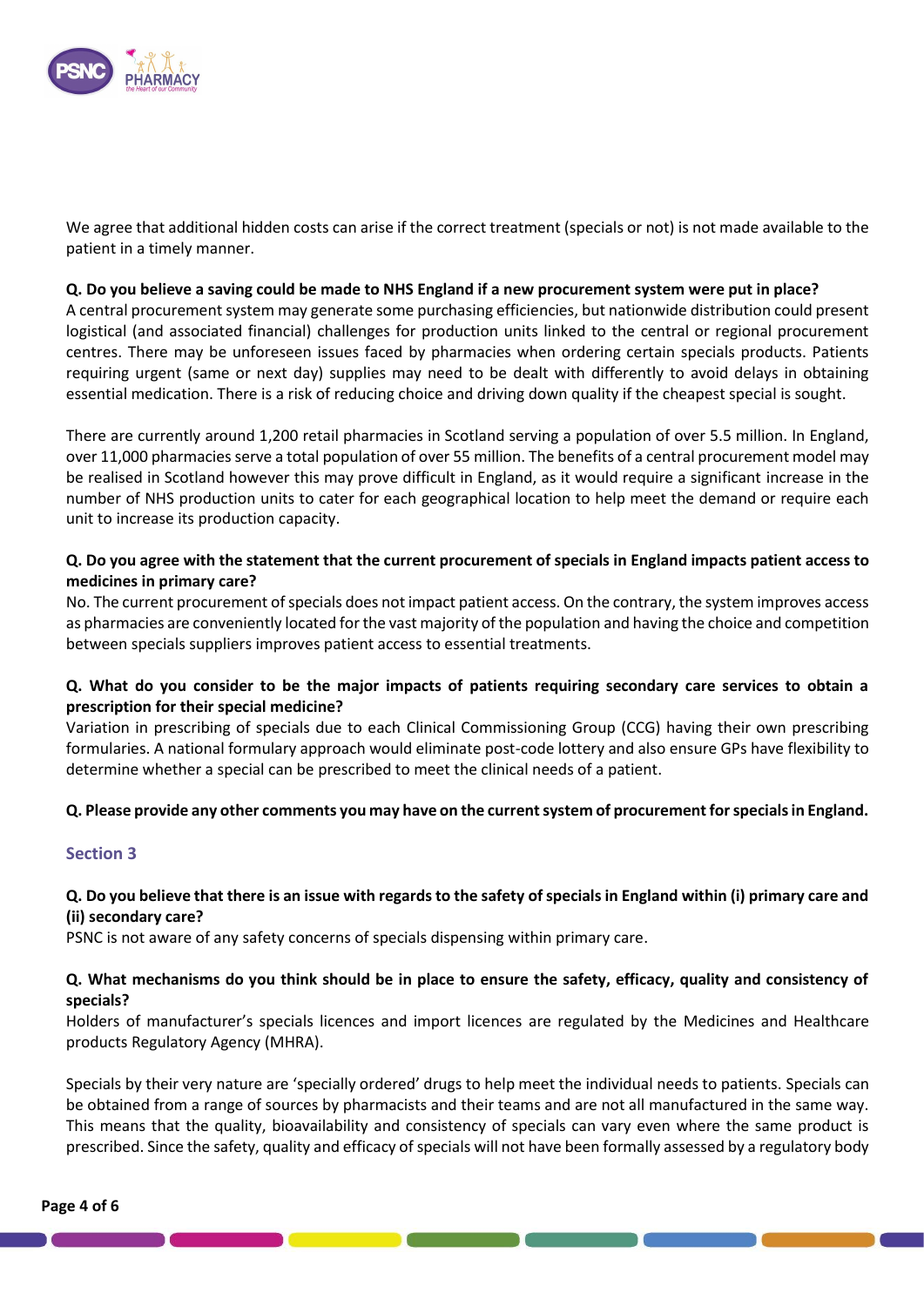We agree that additional hidden costs can arise if the correct treatment (specials or not) is not made available to the patient in a timely manner.

**Q. Do you believe a saving could be made to NHS England if a new procurement system were put in place?**
A central procurement system may generate some purchasing efficiencies, but nationwide distribution could present logistical (and associated financial) challenges for production units linked to the central or regional procurement centres. There may be unforeseen issues faced by pharmacies when ordering certain specials products. Patients requiring urgent (same or next day) supplies may need to be dealt with differently to avoid delays in obtaining essential medication. There is a risk of reducing choice and driving down quality if the cheapest special is sought.

There are currently around 1,200 retail pharmacies in Scotland serving a population of over 5.5 million. In England, over 11,000 pharmacies serve a total population of over 55 million. The benefits of a central procurement model may be realised in Scotland however this may prove difficult in England, as it would require a significant increase in the number of NHS production units to cater for each geographical location to help meet the demand or require each unit to increase its production capacity.

**Q. Do you agree with the statement that the current procurement of specials in England impacts patient access to medicines in primary care?**
No. The current procurement of specials does not impact patient access. On the contrary, the system improves access as pharmacies are conveniently located for the vast majority of the population and having the choice and competition between specials suppliers improves patient access to essential treatments.

**Q. What do you consider to be the major impacts of patients requiring secondary care services to obtain a prescription for their special medicine?**
Variation in prescribing of specials due to each Clinical Commissioning Group (CCG) having their own prescribing formularies. A national formulary approach would eliminate post-code lottery and also ensure GPs have flexibility to determine whether a special can be prescribed to meet the clinical needs of a patient.

**Q. Please provide any other comments you may have on the current system of procurement for specials in England.**

## Section 3

**Q. Do you believe that there is an issue with regards to the safety of specials in England within (i) primary care and (ii) secondary care?**
PSNC is not aware of any safety concerns of specials dispensing within primary care.

**Q. What mechanisms do you think should be in place to ensure the safety, efficacy, quality and consistency of specials?**
Holders of manufacturer's specials licences and import licences are regulated by the Medicines and Healthcare products Regulatory Agency (MHRA).

Specials by their very nature are 'specially ordered' drugs to help meet the individual needs to patients. Specials can be obtained from a range of sources by pharmacists and their teams and are not all manufactured in the same way. This means that the quality, bioavailability and consistency of specials can vary even where the same product is prescribed. Since the safety, quality and efficacy of specials will not have been formally assessed by a regulatory body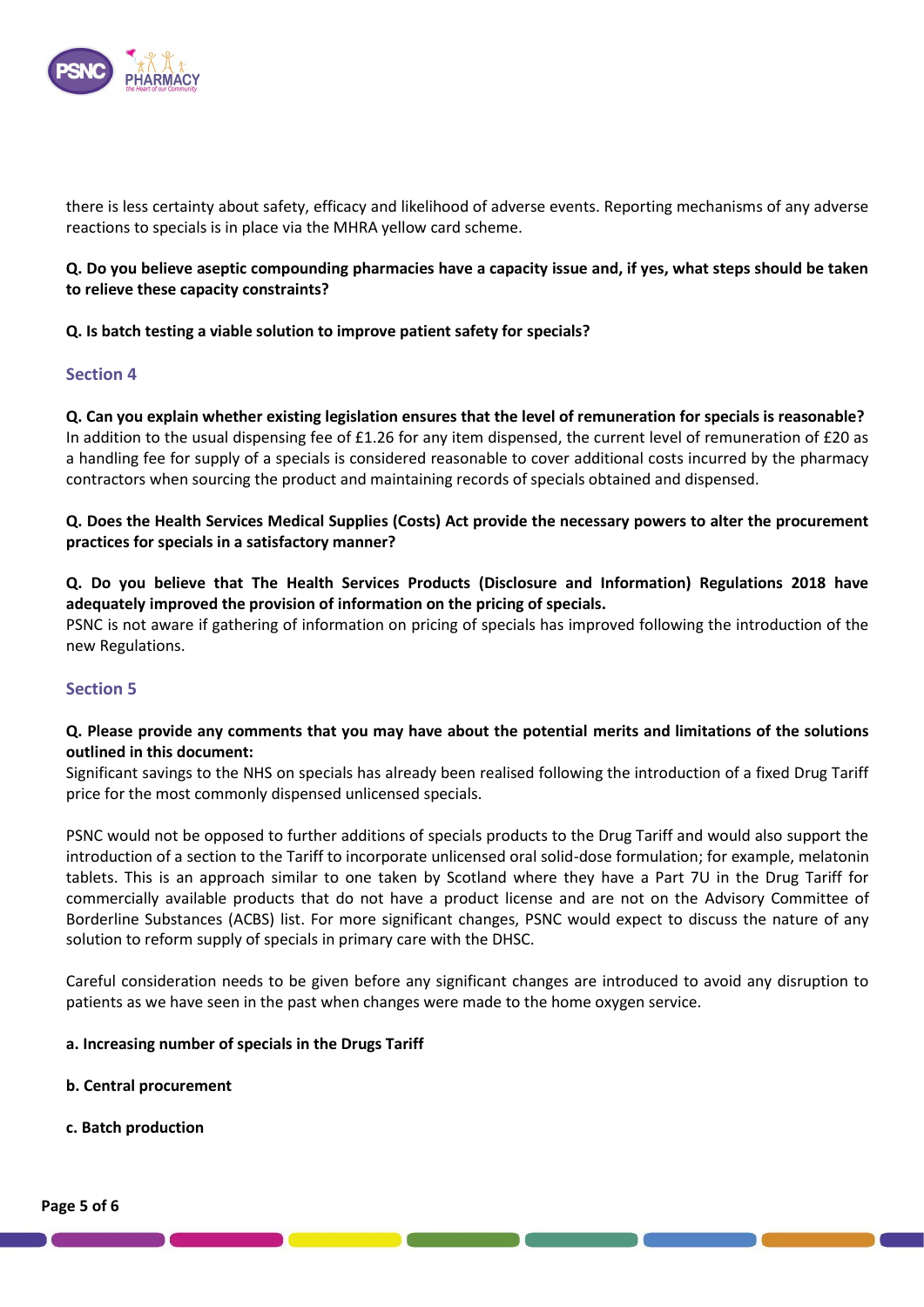there is less certainty about safety, efficacy and likelihood of adverse events. Reporting mechanisms of any adverse reactions to specials is in place via the MHRA yellow card scheme.

**Q. Do you believe aseptic compounding pharmacies have a capacity issue and, if yes, what steps should be taken to relieve these capacity constraints?**

**Q. Is batch testing a viable solution to improve patient safety for specials?**

## Section 4

**Q. Can you explain whether existing legislation ensures that the level of remuneration for specials is reasonable?**
In addition to the usual dispensing fee of £1.26 for any item dispensed, the current level of remuneration of £20 as a handling fee for supply of a specials is considered reasonable to cover additional costs incurred by the pharmacy contractors when sourcing the product and maintaining records of specials obtained and dispensed.

**Q. Does the Health Services Medical Supplies (Costs) Act provide the necessary powers to alter the procurement practices for specials in a satisfactory manner?**

**Q. Do you believe that The Health Services Products (Disclosure and Information) Regulations 2018 have adequately improved the provision of information on the pricing of specials.**
PSNC is not aware if gathering of information on pricing of specials has improved following the introduction of the new Regulations.

## Section 5

**Q. Please provide any comments that you may have about the potential merits and limitations of the solutions outlined in this document:**
Significant savings to the NHS on specials has already been realised following the introduction of a fixed Drug Tariff price for the most commonly dispensed unlicensed specials.

PSNC would not be opposed to further additions of specials products to the Drug Tariff and would also support the introduction of a section to the Tariff to incorporate unlicensed oral solid-dose formulation; for example, melatonin tablets. This is an approach similar to one taken by Scotland where they have a Part 7U in the Drug Tariff for commercially available products that do not have a product license and are not on the Advisory Committee of Borderline Substances (ACBS) list. For more significant changes, PSNC would expect to discuss the nature of any solution to reform supply of specials in primary care with the DHSC.

Careful consideration needs to be given before any significant changes are introduced to avoid any disruption to patients as we have seen in the past when changes were made to the home oxygen service.

**a. Increasing number of specials in the Drugs Tariff**

**b. Central procurement**

**c. Batch production**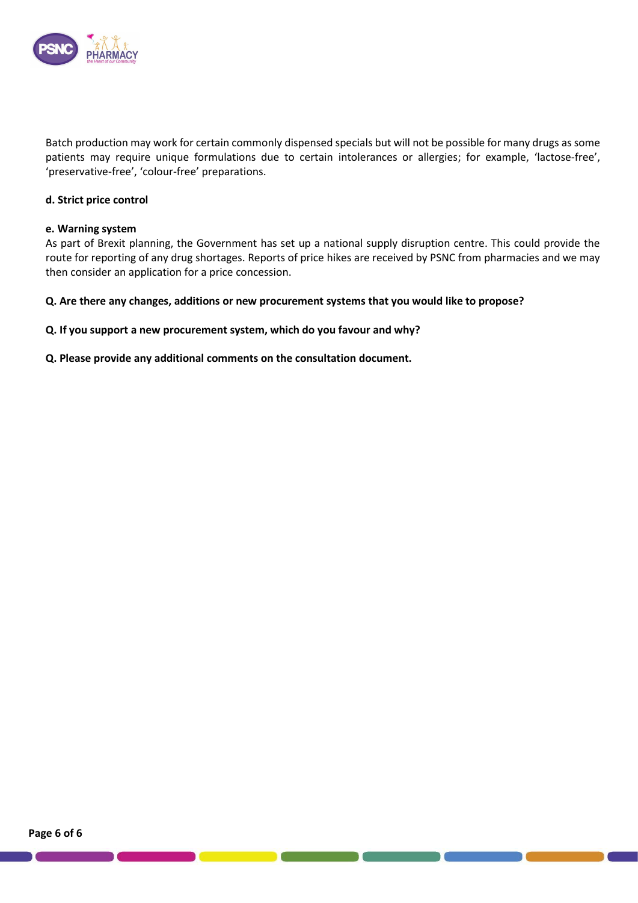Batch production may work for certain commonly dispensed specials but will not be possible for many drugs as some patients may require unique formulations due to certain intolerances or allergies; for example, 'lactose-free', 'preservative-free', 'colour-free' preparations.

**d. Strict price control**

**e. Warning system**

As part of Brexit planning, the Government has set up a national supply disruption centre. This could provide the route for reporting of any drug shortages. Reports of price hikes are received by PSNC from pharmacies and we may then consider an application for a price concession.

**Q. Are there any changes, additions or new procurement systems that you would like to propose?**

**Q. If you support a new procurement system, which do you favour and why?**

**Q. Please provide any additional comments on the consultation document.**